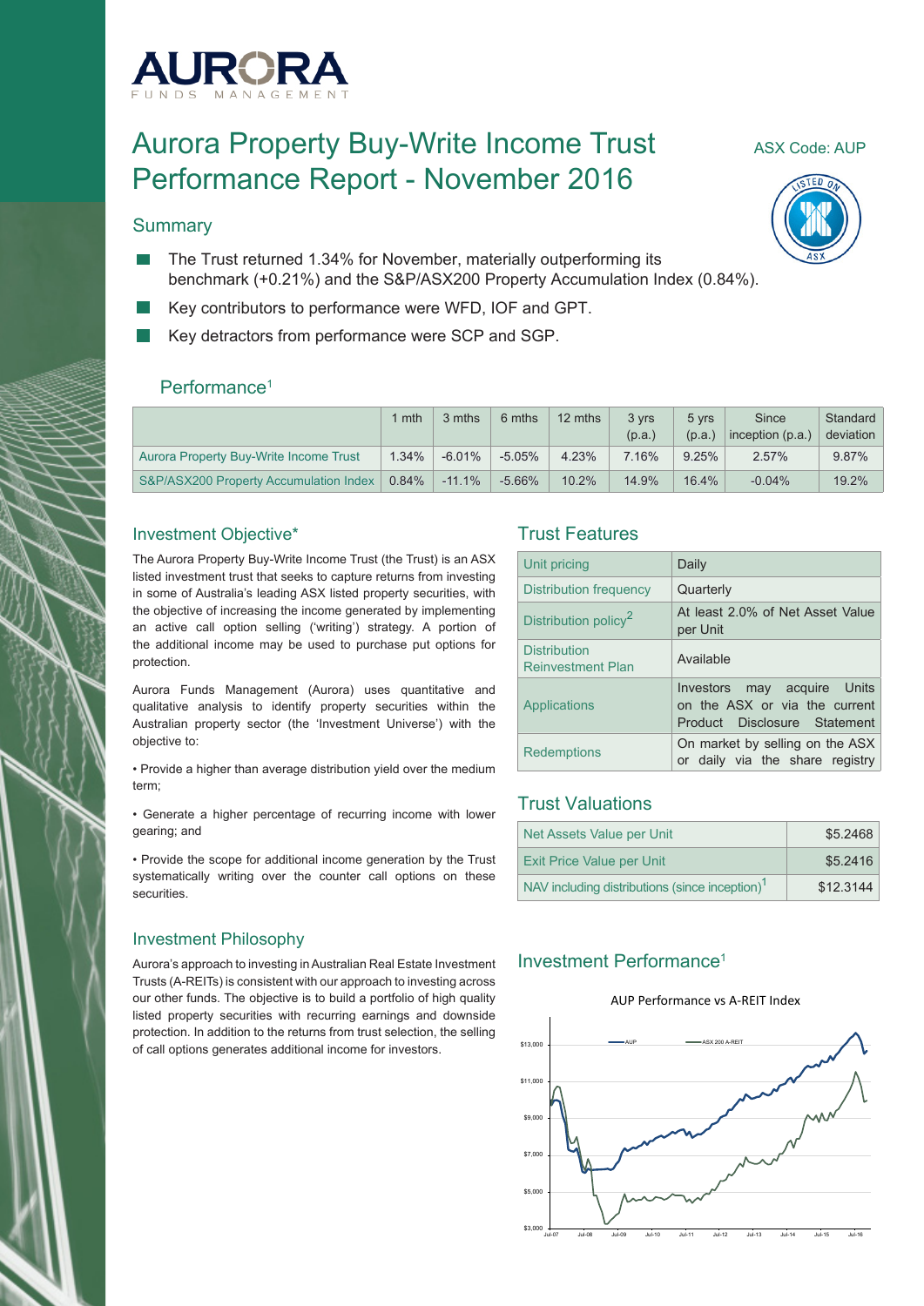# Aurora Property Buy-Write Income Trust Performance Report - November 2016

ASX Code: AUP

## Summary

- The Trust returned 1.34% for November, materially outperforming its benchmark (+0.21%) and the S&P/ASX200 Property Accumulation Index (0.84%).
- Key contributors to performance were WFD, IOF and GPT.
- Key detractors from performance were SCP and SGP.

## Performance[1]

| | 1 mth | 3 mths | 6 mths | 12 mths | 3 yrs (p.a.) | 5 yrs (p.a.) | Since inception (p.a.) | Standard deviation |
|---|---|---|---|---|---|---|---|---|
| Aurora Property Buy-Write Income Trust | 1.34% | -6.01% | -5.05% | 4.23% | 7.16% | 9.25% | 2.57% | 9.87% |
| S&P/ASX200 Property Accumulation Index | 0.84% | -11.1% | -5.66% | 10.2% | 14.9% | 16.4% | -0.04% | 19.2% |

## Investment Objective*

The Aurora Property Buy-Write Income Trust (the Trust) is an ASX listed investment trust that seeks to capture returns from investing in some of Australia's leading ASX listed property securities, with the objective of increasing the income generated by implementing an active call option selling ('writing') strategy. A portion of the additional income may be used to purchase put options for protection.

Aurora Funds Management (Aurora) uses quantitative and qualitative analysis to identify property securities within the Australian property sector (the 'Investment Universe') with the objective to:

- Provide a higher than average distribution yield over the medium term;
- Generate a higher percentage of recurring income with lower gearing; and
- Provide the scope for additional income generation by the Trust systematically writing over the counter call options on these securities.

## Investment Philosophy

Aurora's approach to investing in Australian Real Estate Investment Trusts (A-REITs) is consistent with our approach to investing across our other funds. The objective is to build a portfolio of high quality listed property securities with recurring earnings and downside protection. In addition to the returns from trust selection, the selling of call options generates additional income for investors.

## Trust Features

| | |
|---|---|
| Unit pricing | Daily |
| Distribution frequency | Quarterly |
| Distribution policy[2] | At least 2.0% of Net Asset Value per Unit |
| Distribution Reinvestment Plan | Available |
| Applications | Investors may acquire Units on the ASX or via the current Product Disclosure Statement |
| Redemptions | On market by selling on the ASX or daily via the share registry |

## Trust Valuations

| | |
|---|---|
| Net Assets Value per Unit | $5.2468 |
| Exit Price Value per Unit | $5.2416 |
| NAV including distributions (since inception)[1] | $12.3144 |

## Investment Performance[1]

AUP Performance vs A-REIT Index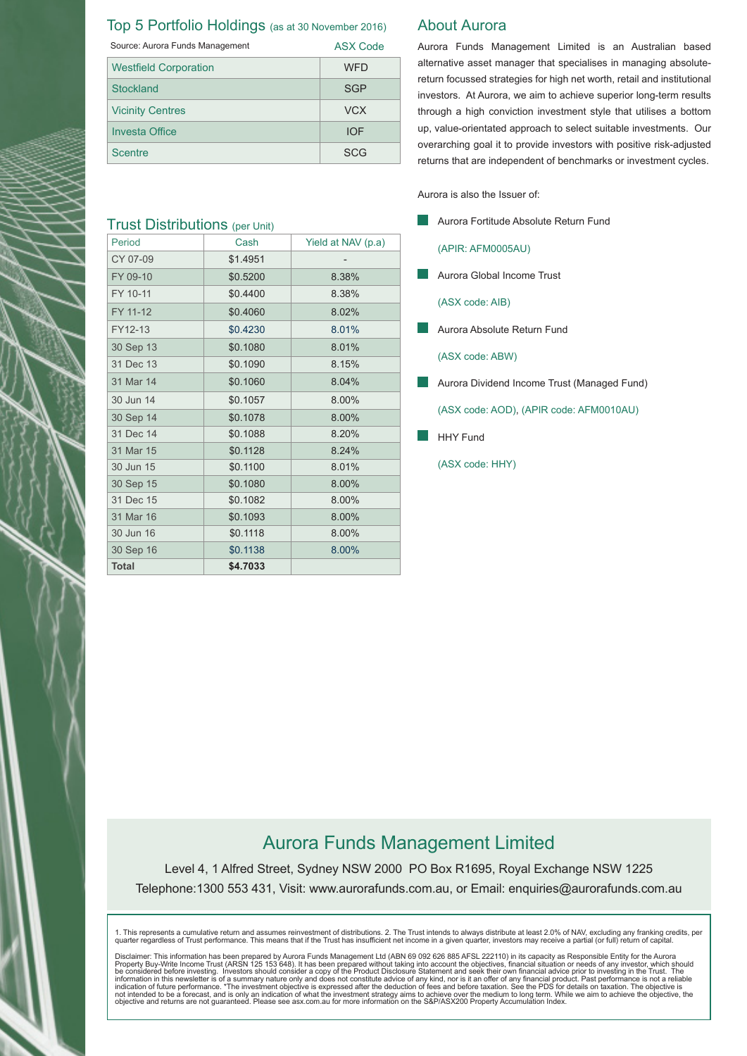## Top 5 Portfolio Holdings (as at 30 November 2016)

Source: Aurora Funds Management

| | ASX Code |
|---|---|
| Westfield Corporation | WFD |
| Stockland | SGP |
| Vicinity Centres | VCX |
| Investa Office | IOF |
| Scentre | SCG |

## Trust Distributions (per Unit)

| Period | Cash | Yield at NAV (p.a) |
|---|---|---|
| CY 07-09 | $1.4951 | - |
| FY 09-10 | $0.5200 | 8.38% |
| FY 10-11 | $0.4400 | 8.38% |
| FY 11-12 | $0.4060 | 8.02% |
| FY12-13 | $0.4230 | 8.01% |
| 30 Sep 13 | $0.1080 | 8.01% |
| 31 Dec 13 | $0.1090 | 8.15% |
| 31 Mar 14 | $0.1060 | 8.04% |
| 30 Jun 14 | $0.1057 | 8.00% |
| 30 Sep 14 | $0.1078 | 8.00% |
| 31 Dec 14 | $0.1088 | 8.20% |
| 31 Mar 15 | $0.1128 | 8.24% |
| 30 Jun 15 | $0.1100 | 8.01% |
| 30 Sep 15 | $0.1080 | 8.00% |
| 31 Dec 15 | $0.1082 | 8.00% |
| 31 Mar 16 | $0.1093 | 8.00% |
| 30 Jun 16 | $0.1118 | 8.00% |
| 30 Sep 16 | $0.1138 | 8.00% |
| **Total** | **$4.7033** | |

## About Aurora

Aurora Funds Management Limited is an Australian based alternative asset manager that specialises in managing absolute-return focussed strategies for high net worth, retail and institutional investors. At Aurora, we aim to achieve superior long-term results through a high conviction investment style that utilises a bottom up, value-orientated approach to select suitable investments. Our overarching goal it to provide investors with positive risk-adjusted returns that are independent of benchmarks or investment cycles.

Aurora is also the Issuer of:

- Aurora Fortitude Absolute Return Fund
  (APIR: AFM0005AU)
- Aurora Global Income Trust
  (ASX code: AIB)
- Aurora Absolute Return Fund
  (ASX code: ABW)
- Aurora Dividend Income Trust (Managed Fund)
  (ASX code: AOD), (APIR code: AFM0010AU)
- HHY Fund
  (ASX code: HHY)

## Aurora Funds Management Limited

Level 4, 1 Alfred Street, Sydney NSW 2000 PO Box R1695, Royal Exchange NSW 1225

Telephone:1300 553 431, Visit: www.aurorafunds.com.au, or Email: enquiries@aurorafunds.com.au

1. This represents a cumulative return and assumes reinvestment of distributions. 2. The Trust intends to always distribute at least 2.0% of NAV, excluding any franking credits, per quarter regardless of Trust performance. This means that if the Trust has insufficient net income in a given quarter, investors may receive a partial (or full) return of capital.

Disclaimer: This information has been prepared by Aurora Funds Management Ltd (ABN 69 092 626 885 AFSL 222110) in its capacity as Responsible Entity for the Aurora Property Buy-Write Income Trust (ARSN 125 153 648). It has been prepared without taking into account the objectives, financial situation or needs of any investor, which should be considered before investing. Investors should consider a copy of the Product Disclosure Statement and seek their own financial advice prior to investing in the Trust. The information in this newsletter is of a summary nature only and does not constitute advice of any kind, nor is it an offer of any financial product. Past performance is not a reliable indication of future performance. *The investment objective is expressed after the deduction of fees and before taxation. See the PDS for details on taxation. The objective is not intended to be a forecast, and is only an indication of what the investment strategy aims to achieve over the medium to long term. While we aim to achieve the objective, the objective and returns are not guaranteed. Please see asx.com.au for more information on the S&P/ASX200 Property Accumulation Index.